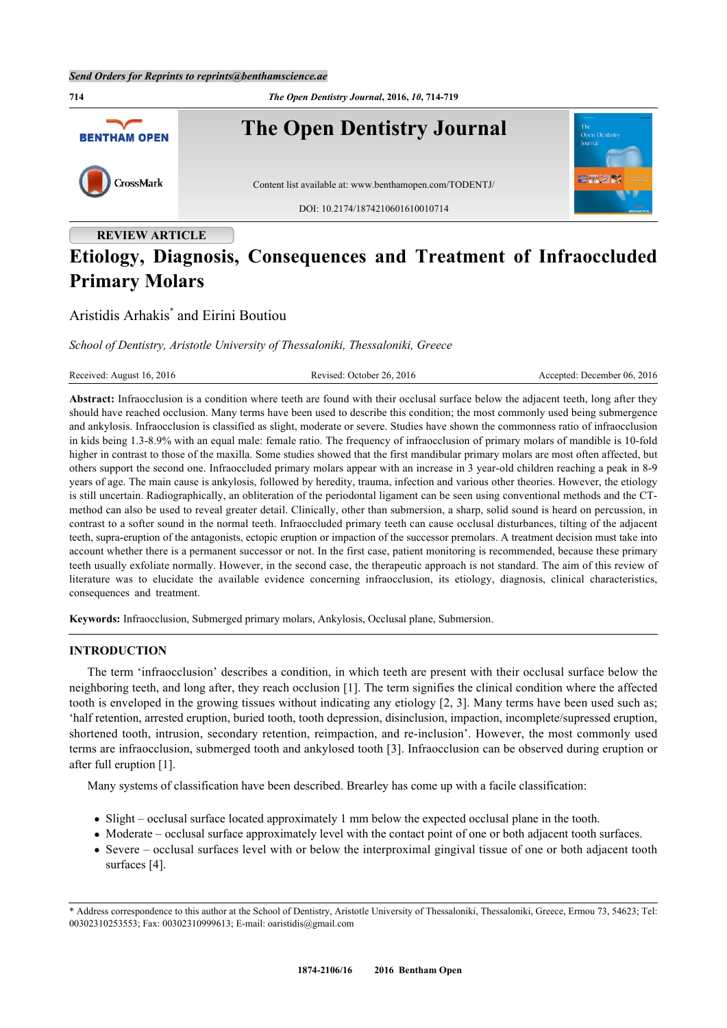REVIEW ARTICLE

# Etiology, Diagnosis, Consequences and Treatment of Infraoccluded Primary Molars

Aristidis Arhakis* and Eirini Boutiou

*School of Dentistry, Aristotle University of Thessaloniki, Thessaloniki, Greece*

Received: August 16, 2016 Revised: October 26, 2016 Accepted: December 06, 2016

**Abstract:** Infraocclusion is a condition where teeth are found with their occlusal surface below the adjacent teeth, long after they should have reached occlusion. Many terms have been used to describe this condition; the most commonly used being submergence and ankylosis. Infraocclusion is classified as slight, moderate or severe. Studies have shown the commonness ratio of infraocclusion in kids being 1.3-8.9% with an equal male: female ratio. The frequency of infraocclusion of primary molars of mandible is 10-fold higher in contrast to those of the maxilla. Some studies showed that the first mandibular primary molars are most often affected, but others support the second one. Infraoccluded primary molars appear with an increase in 3 year-old children reaching a peak in 8-9 years of age. The main cause is ankylosis, followed by heredity, trauma, infection and various other theories. However, the etiology is still uncertain. Radiographically, an obliteration of the periodontal ligament can be seen using conventional methods and the CT-method can also be used to reveal greater detail. Clinically, other than submersion, a sharp, solid sound is heard on percussion, in contrast to a softer sound in the normal teeth. Infraoccluded primary teeth can cause occlusal disturbances, tilting of the adjacent teeth, supra-eruption of the antagonists, ectopic eruption or impaction of the successor premolars. A treatment decision must take into account whether there is a permanent successor or not. In the first case, patient monitoring is recommended, because these primary teeth usually exfoliate normally. However, in the second case, the therapeutic approach is not standard. The aim of this review of literature was to elucidate the available evidence concerning infraocclusion, its etiology, diagnosis, clinical characteristics, consequences and treatment.

**Keywords:** Infraocclusion, Submerged primary molars, Ankylosis, Occlusal plane, Submersion.

## INTRODUCTION

The term 'infraocclusion' describes a condition, in which teeth are present with their occlusal surface below the neighboring teeth, and long after, they reach occlusion [1]. The term signifies the clinical condition where the affected tooth is enveloped in the growing tissues without indicating any etiology [2, 3]. Many terms have been used such as; 'half retention, arrested eruption, buried tooth, tooth depression, disinclusion, impaction, incomplete/supressed eruption, shortened tooth, intrusion, secondary retention, reimpaction, and re-inclusion'. However, the most commonly used terms are infraocclusion, submerged tooth and ankylosed tooth [3]. Infraocclusion can be observed during eruption or after full eruption [1].

Many systems of classification have been described. Brearley has come up with a facile classification:

- Slight – occlusal surface located approximately 1 mm below the expected occlusal plane in the tooth.
- Moderate – occlusal surface approximately level with the contact point of one or both adjacent tooth surfaces.
- Severe – occlusal surfaces level with or below the interproximal gingival tissue of one or both adjacent tooth surfaces [4].

* Address correspondence to this author at the School of Dentistry, Aristotle University of Thessaloniki, Thessaloniki, Greece, Ermou 73, 54623; Tel: 00302310253553; Fax: 00302310999613; E-mail: oaristidis@gmail.com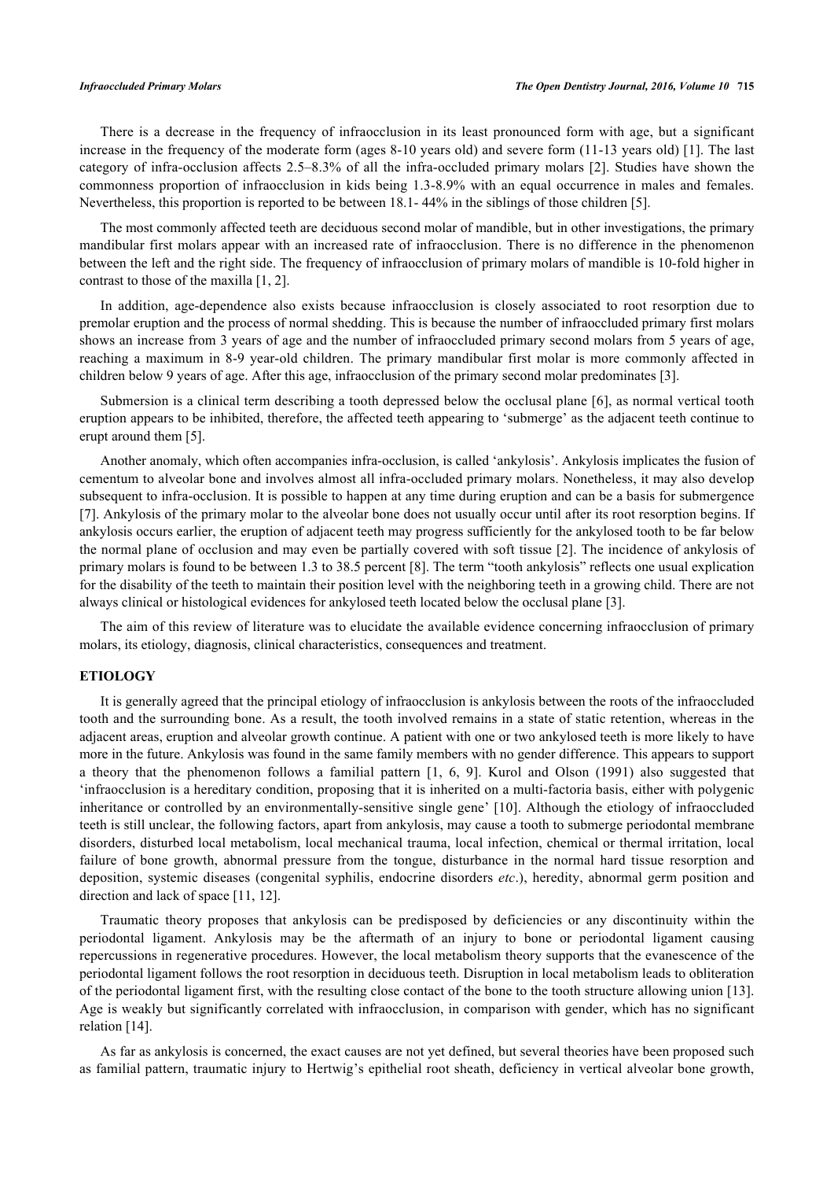There is a decrease in the frequency of infraocclusion in its least pronounced form with age, but a significant increase in the frequency of the moderate form (ages 8-10 years old) and severe form (11-13 years old) [1]. The last category of infra-occlusion affects 2.5–8.3% of all the infra-occluded primary molars [2]. Studies have shown the commonness proportion of infraocclusion in kids being 1.3-8.9% with an equal occurrence in males and females. Nevertheless, this proportion is reported to be between 18.1- 44% in the siblings of those children [5].

The most commonly affected teeth are deciduous second molar of mandible, but in other investigations, the primary mandibular first molars appear with an increased rate of infraocclusion. There is no difference in the phenomenon between the left and the right side. The frequency of infraocclusion of primary molars of mandible is 10-fold higher in contrast to those of the maxilla [1, 2].

In addition, age-dependence also exists because infraocclusion is closely associated to root resorption due to premolar eruption and the process of normal shedding. This is because the number of infraoccluded primary first molars shows an increase from 3 years of age and the number of infraoccluded primary second molars from 5 years of age, reaching a maximum in 8-9 year-old children. The primary mandibular first molar is more commonly affected in children below 9 years of age. After this age, infraocclusion of the primary second molar predominates [3].

Submersion is a clinical term describing a tooth depressed below the occlusal plane [6], as normal vertical tooth eruption appears to be inhibited, therefore, the affected teeth appearing to 'submerge' as the adjacent teeth continue to erupt around them [5].

Another anomaly, which often accompanies infra-occlusion, is called 'ankylosis'. Ankylosis implicates the fusion of cementum to alveolar bone and involves almost all infra-occluded primary molars. Nonetheless, it may also develop subsequent to infra-occlusion. It is possible to happen at any time during eruption and can be a basis for submergence [7]. Ankylosis of the primary molar to the alveolar bone does not usually occur until after its root resorption begins. If ankylosis occurs earlier, the eruption of adjacent teeth may progress sufficiently for the ankylosed tooth to be far below the normal plane of occlusion and may even be partially covered with soft tissue [2]. The incidence of ankylosis of primary molars is found to be between 1.3 to 38.5 percent [8]. The term "tooth ankylosis" reflects one usual explication for the disability of the teeth to maintain their position level with the neighboring teeth in a growing child. There are not always clinical or histological evidences for ankylosed teeth located below the occlusal plane [3].

The aim of this review of literature was to elucidate the available evidence concerning infraocclusion of primary molars, its etiology, diagnosis, clinical characteristics, consequences and treatment.

## ETIOLOGY

It is generally agreed that the principal etiology of infraocclusion is ankylosis between the roots of the infraoccluded tooth and the surrounding bone. As a result, the tooth involved remains in a state of static retention, whereas in the adjacent areas, eruption and alveolar growth continue. A patient with one or two ankylosed teeth is more likely to have more in the future. Ankylosis was found in the same family members with no gender difference. This appears to support a theory that the phenomenon follows a familial pattern [1, 6, 9]. Kurol and Olson (1991) also suggested that 'infraocclusion is a hereditary condition, proposing that it is inherited on a multi-factoria basis, either with polygenic inheritance or controlled by an environmentally-sensitive single gene' [10]. Although the etiology of infraoccluded teeth is still unclear, the following factors, apart from ankylosis, may cause a tooth to submerge periodontal membrane disorders, disturbed local metabolism, local mechanical trauma, local infection, chemical or thermal irritation, local failure of bone growth, abnormal pressure from the tongue, disturbance in the normal hard tissue resorption and deposition, systemic diseases (congenital syphilis, endocrine disorders *etc*.), heredity, abnormal germ position and direction and lack of space [11, 12].

Traumatic theory proposes that ankylosis can be predisposed by deficiencies or any discontinuity within the periodontal ligament. Ankylosis may be the aftermath of an injury to bone or periodontal ligament causing repercussions in regenerative procedures. However, the local metabolism theory supports that the evanescence of the periodontal ligament follows the root resorption in deciduous teeth. Disruption in local metabolism leads to obliteration of the periodontal ligament first, with the resulting close contact of the bone to the tooth structure allowing union [13]. Age is weakly but significantly correlated with infraocclusion, in comparison with gender, which has no significant relation [14].

As far as ankylosis is concerned, the exact causes are not yet defined, but several theories have been proposed such as familial pattern, traumatic injury to Hertwig's epithelial root sheath, deficiency in vertical alveolar bone growth,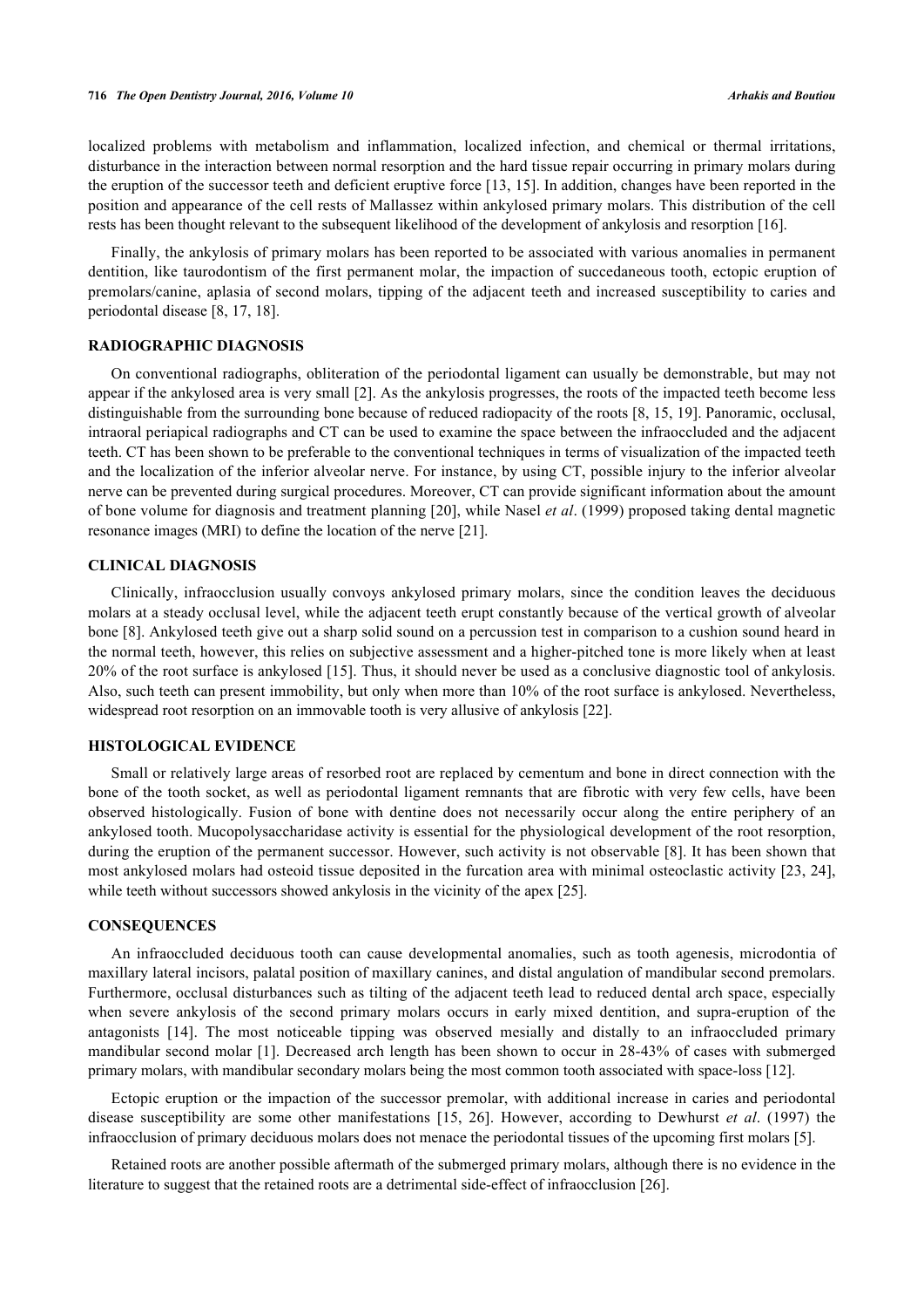localized problems with metabolism and inflammation, localized infection, and chemical or thermal irritations, disturbance in the interaction between normal resorption and the hard tissue repair occurring in primary molars during the eruption of the successor teeth and deficient eruptive force [13, 15]. In addition, changes have been reported in the position and appearance of the cell rests of Mallassez within ankylosed primary molars. This distribution of the cell rests has been thought relevant to the subsequent likelihood of the development of ankylosis and resorption [16].

Finally, the ankylosis of primary molars has been reported to be associated with various anomalies in permanent dentition, like taurodontism of the first permanent molar, the impaction of succedaneous tooth, ectopic eruption of premolars/canine, aplasia of second molars, tipping of the adjacent teeth and increased susceptibility to caries and periodontal disease [8, 17, 18].

## RADIOGRAPHIC DIAGNOSIS

On conventional radiographs, obliteration of the periodontal ligament can usually be demonstrable, but may not appear if the ankylosed area is very small [2]. As the ankylosis progresses, the roots of the impacted teeth become less distinguishable from the surrounding bone because of reduced radiopacity of the roots [8, 15, 19]. Panoramic, occlusal, intraoral periapical radiographs and CT can be used to examine the space between the infraoccluded and the adjacent teeth. CT has been shown to be preferable to the conventional techniques in terms of visualization of the impacted teeth and the localization of the inferior alveolar nerve. For instance, by using CT, possible injury to the inferior alveolar nerve can be prevented during surgical procedures. Moreover, CT can provide significant information about the amount of bone volume for diagnosis and treatment planning [20], while Nasel *et al*. (1999) proposed taking dental magnetic resonance images (MRI) to define the location of the nerve [21].

## CLINICAL DIAGNOSIS

Clinically, infraocclusion usually convoys ankylosed primary molars, since the condition leaves the deciduous molars at a steady occlusal level, while the adjacent teeth erupt constantly because of the vertical growth of alveolar bone [8]. Ankylosed teeth give out a sharp solid sound on a percussion test in comparison to a cushion sound heard in the normal teeth, however, this relies on subjective assessment and a higher-pitched tone is more likely when at least 20% of the root surface is ankylosed [15]. Thus, it should never be used as a conclusive diagnostic tool of ankylosis. Also, such teeth can present immobility, but only when more than 10% of the root surface is ankylosed. Nevertheless, widespread root resorption on an immovable tooth is very allusive of ankylosis [22].

## HISTOLOGICAL EVIDENCE

Small or relatively large areas of resorbed root are replaced by cementum and bone in direct connection with the bone of the tooth socket, as well as periodontal ligament remnants that are fibrotic with very few cells, have been observed histologically. Fusion of bone with dentine does not necessarily occur along the entire periphery of an ankylosed tooth. Mucopolysaccharidase activity is essential for the physiological development of the root resorption, during the eruption of the permanent successor. However, such activity is not observable [8]. It has been shown that most ankylosed molars had osteoid tissue deposited in the furcation area with minimal osteoclastic activity [23, 24], while teeth without successors showed ankylosis in the vicinity of the apex [25].

## CONSEQUENCES

An infraoccluded deciduous tooth can cause developmental anomalies, such as tooth agenesis, microdontia of maxillary lateral incisors, palatal position of maxillary canines, and distal angulation of mandibular second premolars. Furthermore, occlusal disturbances such as tilting of the adjacent teeth lead to reduced dental arch space, especially when severe ankylosis of the second primary molars occurs in early mixed dentition, and supra-eruption of the antagonists [14]. The most noticeable tipping was observed mesially and distally to an infraoccluded primary mandibular second molar [1]. Decreased arch length has been shown to occur in 28-43% of cases with submerged primary molars, with mandibular secondary molars being the most common tooth associated with space-loss [12].

Ectopic eruption or the impaction of the successor premolar, with additional increase in caries and periodontal disease susceptibility are some other manifestations [15, 26]. However, according to Dewhurst *et al*. (1997) the infraocclusion of primary deciduous molars does not menace the periodontal tissues of the upcoming first molars [5].

Retained roots are another possible aftermath of the submerged primary molars, although there is no evidence in the literature to suggest that the retained roots are a detrimental side-effect of infraocclusion [26].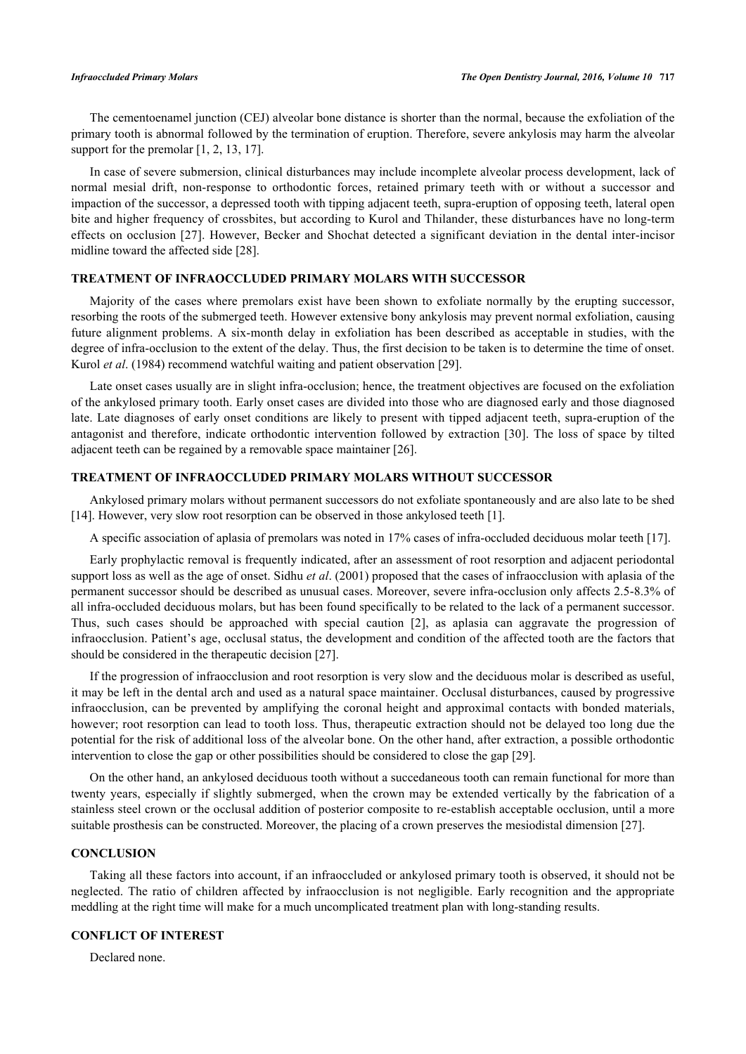The cementoenamel junction (CEJ) alveolar bone distance is shorter than the normal, because the exfoliation of the primary tooth is abnormal followed by the termination of eruption. Therefore, severe ankylosis may harm the alveolar support for the premolar [1, 2, 13, 17].

In case of severe submersion, clinical disturbances may include incomplete alveolar process development, lack of normal mesial drift, non-response to orthodontic forces, retained primary teeth with or without a successor and impaction of the successor, a depressed tooth with tipping adjacent teeth, supra-eruption of opposing teeth, lateral open bite and higher frequency of crossbites, but according to Kurol and Thilander, these disturbances have no long-term effects on occlusion [27]. However, Becker and Shochat detected a significant deviation in the dental inter-incisor midline toward the affected side [28].

## TREATMENT OF INFRAOCCLUDED PRIMARY MOLARS WITH SUCCESSOR

Majority of the cases where premolars exist have been shown to exfoliate normally by the erupting successor, resorbing the roots of the submerged teeth. However extensive bony ankylosis may prevent normal exfoliation, causing future alignment problems. A six-month delay in exfoliation has been described as acceptable in studies, with the degree of infra-occlusion to the extent of the delay. Thus, the first decision to be taken is to determine the time of onset. Kurol *et al*. (1984) recommend watchful waiting and patient observation [29].

Late onset cases usually are in slight infra-occlusion; hence, the treatment objectives are focused on the exfoliation of the ankylosed primary tooth. Early onset cases are divided into those who are diagnosed early and those diagnosed late. Late diagnoses of early onset conditions are likely to present with tipped adjacent teeth, supra-eruption of the antagonist and therefore, indicate orthodontic intervention followed by extraction [30]. The loss of space by tilted adjacent teeth can be regained by a removable space maintainer [26].

## TREATMENT OF INFRAOCCLUDED PRIMARY MOLARS WITHOUT SUCCESSOR

Ankylosed primary molars without permanent successors do not exfoliate spontaneously and are also late to be shed [14]. However, very slow root resorption can be observed in those ankylosed teeth [1].

A specific association of aplasia of premolars was noted in 17% cases of infra-occluded deciduous molar teeth [17].

Early prophylactic removal is frequently indicated, after an assessment of root resorption and adjacent periodontal support loss as well as the age of onset. Sidhu *et al*. (2001) proposed that the cases of infraocclusion with aplasia of the permanent successor should be described as unusual cases. Moreover, severe infra-occlusion only affects 2.5-8.3% of all infra-occluded deciduous molars, but has been found specifically to be related to the lack of a permanent successor. Thus, such cases should be approached with special caution [2], as aplasia can aggravate the progression of infraocclusion. Patient's age, occlusal status, the development and condition of the affected tooth are the factors that should be considered in the therapeutic decision [27].

If the progression of infraocclusion and root resorption is very slow and the deciduous molar is described as useful, it may be left in the dental arch and used as a natural space maintainer. Occlusal disturbances, caused by progressive infraocclusion, can be prevented by amplifying the coronal height and approximal contacts with bonded materials, however; root resorption can lead to tooth loss. Thus, therapeutic extraction should not be delayed too long due the potential for the risk of additional loss of the alveolar bone. On the other hand, after extraction, a possible orthodontic intervention to close the gap or other possibilities should be considered to close the gap [29].

On the other hand, an ankylosed deciduous tooth without a succedaneous tooth can remain functional for more than twenty years, especially if slightly submerged, when the crown may be extended vertically by the fabrication of a stainless steel crown or the occlusal addition of posterior composite to re-establish acceptable occlusion, until a more suitable prosthesis can be constructed. Moreover, the placing of a crown preserves the mesiodistal dimension [27].

## CONCLUSION

Taking all these factors into account, if an infraoccluded or ankylosed primary tooth is observed, it should not be neglected. The ratio of children affected by infraocclusion is not negligible. Early recognition and the appropriate meddling at the right time will make for a much uncomplicated treatment plan with long-standing results.

## CONFLICT OF INTEREST

Declared none.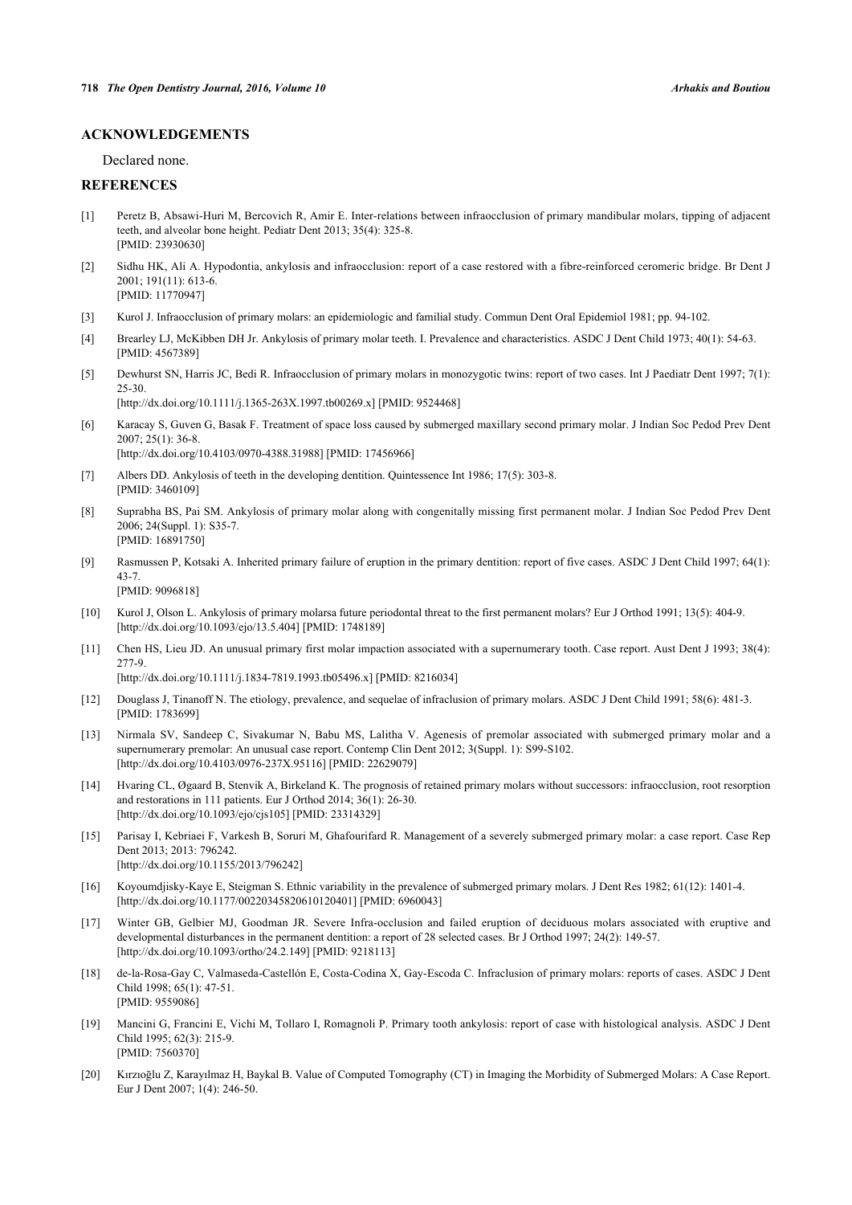## ACKNOWLEDGEMENTS

Declared none.

## REFERENCES

[1] Peretz B, Absawi-Huri M, Bercovich R, Amir E. Inter-relations between infraocclusion of primary mandibular molars, tipping of adjacent teeth, and alveolar bone height. Pediatr Dent 2013; 35(4): 325-8. [PMID: 23930630]

[2] Sidhu HK, Ali A. Hypodontia, ankylosis and infraocclusion: report of a case restored with a fibre-reinforced ceromeric bridge. Br Dent J 2001; 191(11): 613-6. [PMID: 11770947]

[3] Kurol J. Infraocclusion of primary molars: an epidemiologic and familial study. Commun Dent Oral Epidemiol 1981; pp. 94-102.

[4] Brearley LJ, McKibben DH Jr. Ankylosis of primary molar teeth. I. Prevalence and characteristics. ASDC J Dent Child 1973; 40(1): 54-63. [PMID: 4567389]

[5] Dewhurst SN, Harris JC, Bedi R. Infraocclusion of primary molars in monozygotic twins: report of two cases. Int J Paediatr Dent 1997; 7(1): 25-30. [http://dx.doi.org/10.1111/j.1365-263X.1997.tb00269.x] [PMID: 9524468]

[6] Karacay S, Guven G, Basak F. Treatment of space loss caused by submerged maxillary second primary molar. J Indian Soc Pedod Prev Dent 2007; 25(1): 36-8. [http://dx.doi.org/10.4103/0970-4388.31988] [PMID: 17456966]

[7] Albers DD. Ankylosis of teeth in the developing dentition. Quintessence Int 1986; 17(5): 303-8. [PMID: 3460109]

[8] Suprabha BS, Pai SM. Ankylosis of primary molar along with congenitally missing first permanent molar. J Indian Soc Pedod Prev Dent 2006; 24(Suppl. 1): S35-7. [PMID: 16891750]

[9] Rasmussen P, Kotsaki A. Inherited primary failure of eruption in the primary dentition: report of five cases. ASDC J Dent Child 1997; 64(1): 43-7. [PMID: 9096818]

[10] Kurol J, Olson L. Ankylosis of primary molarsa future periodontal threat to the first permanent molars? Eur J Orthod 1991; 13(5): 404-9. [http://dx.doi.org/10.1093/ejo/13.5.404] [PMID: 1748189]

[11] Chen HS, Lieu JD. An unusual primary first molar impaction associated with a supernumerary tooth. Case report. Aust Dent J 1993; 38(4): 277-9. [http://dx.doi.org/10.1111/j.1834-7819.1993.tb05496.x] [PMID: 8216034]

[12] Douglass J, Tinanoff N. The etiology, prevalence, and sequelae of infraclusion of primary molars. ASDC J Dent Child 1991; 58(6): 481-3. [PMID: 1783699]

[13] Nirmala SV, Sandeep C, Sivakumar N, Babu MS, Lalitha V. Agenesis of premolar associated with submerged primary molar and a supernumerary premolar: An unusual case report. Contemp Clin Dent 2012; 3(Suppl. 1): S99-S102. [http://dx.doi.org/10.4103/0976-237X.95116] [PMID: 22629079]

[14] Hvaring CL, Øgaard B, Stenvik A, Birkeland K. The prognosis of retained primary molars without successors: infraocclusion, root resorption and restorations in 111 patients. Eur J Orthod 2014; 36(1): 26-30. [http://dx.doi.org/10.1093/ejo/cjs105] [PMID: 23314329]

[15] Parisay I, Kebriaei F, Varkesh B, Soruri M, Ghafourifard R. Management of a severely submerged primary molar: a case report. Case Rep Dent 2013; 2013: 796242. [http://dx.doi.org/10.1155/2013/796242]

[16] Koyoumdjisky-Kaye E, Steigman S. Ethnic variability in the prevalence of submerged primary molars. J Dent Res 1982; 61(12): 1401-4. [http://dx.doi.org/10.1177/00220345820610120401] [PMID: 6960043]

[17] Winter GB, Gelbier MJ, Goodman JR. Severe Infra-occlusion and failed eruption of deciduous molars associated with eruptive and developmental disturbances in the permanent dentition: a report of 28 selected cases. Br J Orthod 1997; 24(2): 149-57. [http://dx.doi.org/10.1093/ortho/24.2.149] [PMID: 9218113]

[18] de-la-Rosa-Gay C, Valmaseda-Castellón E, Costa-Codina X, Gay-Escoda C. Infraclusion of primary molars: reports of cases. ASDC J Dent Child 1998; 65(1): 47-51. [PMID: 9559086]

[19] Mancini G, Francini E, Vichi M, Tollaro I, Romagnoli P. Primary tooth ankylosis: report of case with histological analysis. ASDC J Dent Child 1995; 62(3): 215-9. [PMID: 7560370]

[20] Kırzıoğlu Z, Karayılmaz H, Baykal B. Value of Computed Tomography (CT) in Imaging the Morbidity of Submerged Molars: A Case Report. Eur J Dent 2007; 1(4): 246-50.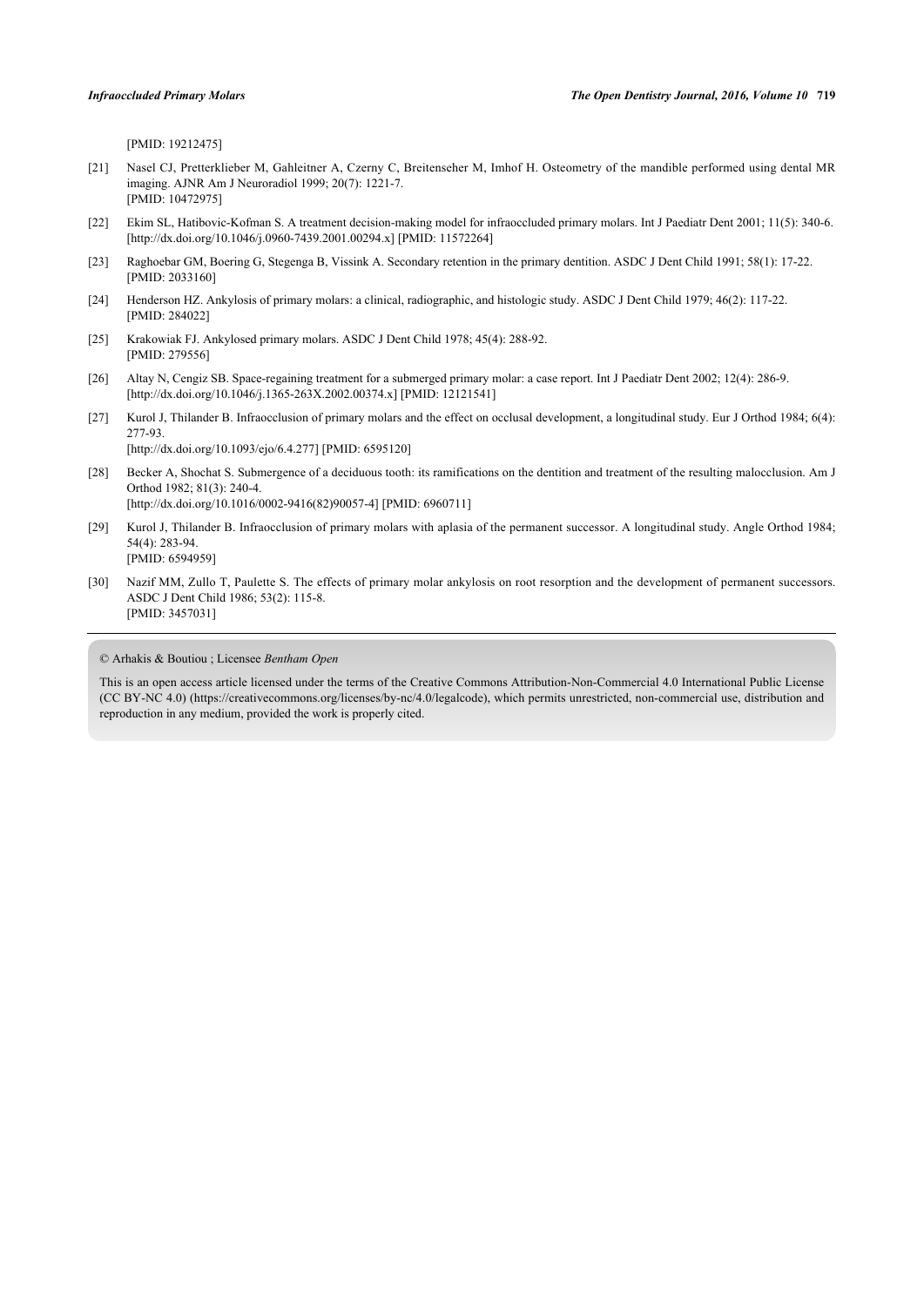[PMID: 19212475]

[21] Nasel CJ, Pretterklieber M, Gahleitner A, Czerny C, Breitenseher M, Imhof H. Osteometry of the mandible performed using dental MR imaging. AJNR Am J Neuroradiol 1999; 20(7): 1221-7.
[PMID: 10472975]

[22] Ekim SL, Hatibovic-Kofman S. A treatment decision-making model for infraoccluded primary molars. Int J Paediatr Dent 2001; 11(5): 340-6.
[http://dx.doi.org/10.1046/j.0960-7439.2001.00294.x] [PMID: 11572264]

[23] Raghoebar GM, Boering G, Stegenga B, Vissink A. Secondary retention in the primary dentition. ASDC J Dent Child 1991; 58(1): 17-22.
[PMID: 2033160]

[24] Henderson HZ. Ankylosis of primary molars: a clinical, radiographic, and histologic study. ASDC J Dent Child 1979; 46(2): 117-22.
[PMID: 284022]

[25] Krakowiak FJ. Ankylosed primary molars. ASDC J Dent Child 1978; 45(4): 288-92.
[PMID: 279556]

[26] Altay N, Cengiz SB. Space-regaining treatment for a submerged primary molar: a case report. Int J Paediatr Dent 2002; 12(4): 286-9.
[http://dx.doi.org/10.1046/j.1365-263X.2002.00374.x] [PMID: 12121541]

[27] Kurol J, Thilander B. Infraocclusion of primary molars and the effect on occlusal development, a longitudinal study. Eur J Orthod 1984; 6(4): 277-93.
[http://dx.doi.org/10.1093/ejo/6.4.277] [PMID: 6595120]

[28] Becker A, Shochat S. Submergence of a deciduous tooth: its ramifications on the dentition and treatment of the resulting malocclusion. Am J Orthod 1982; 81(3): 240-4.
[http://dx.doi.org/10.1016/0002-9416(82)90057-4] [PMID: 6960711]

[29] Kurol J, Thilander B. Infraocclusion of primary molars with aplasia of the permanent successor. A longitudinal study. Angle Orthod 1984; 54(4): 283-94.
[PMID: 6594959]

[30] Nazif MM, Zullo T, Paulette S. The effects of primary molar ankylosis on root resorption and the development of permanent successors. ASDC J Dent Child 1986; 53(2): 115-8.
[PMID: 3457031]

---

© Arhakis & Boutiou ; Licensee *Bentham Open*

This is an open access article licensed under the terms of the Creative Commons Attribution-Non-Commercial 4.0 International Public License (CC BY-NC 4.0) (https://creativecommons.org/licenses/by-nc/4.0/legalcode), which permits unrestricted, non-commercial use, distribution and reproduction in any medium, provided the work is properly cited.